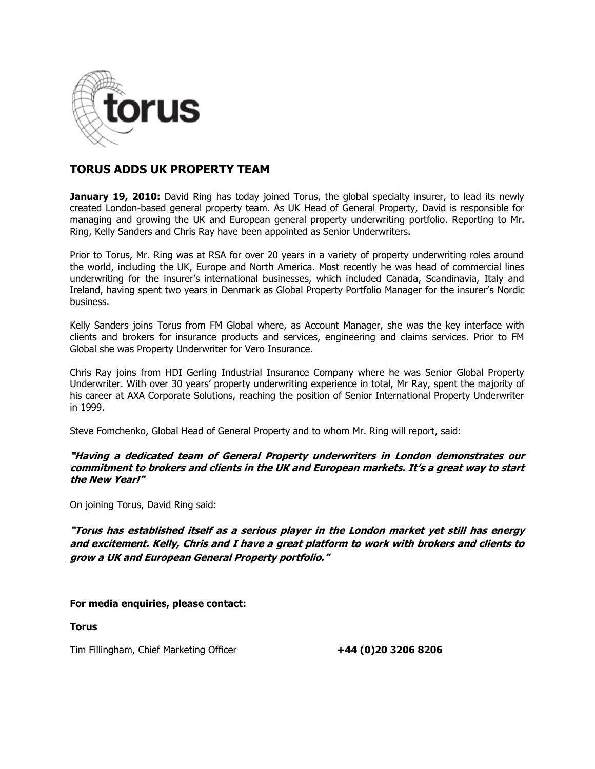torus

# TORUS ADDS UK PROPERTY TEAM

**January 19, 2010:** David Ring has today joined Torus, the global specialty insurer, to lead its newly created London-based general property team. As UK Head of General Property, David is responsible for managing and growing the UK and European general property underwriting portfolio. Reporting to Mr. Ring, Kelly Sanders and Chris Ray have been appointed as Senior Underwriters.

Prior to Torus, Mr. Ring was at RSA for over 20 years in a variety of property underwriting roles around the world, including the UK, Europe and North America. Most recently he was head of commercial lines underwriting for the insurer's international businesses, which included Canada, Scandinavia, Italy and Ireland, having spent two years in Denmark as Global Property Portfolio Manager for the insurer's Nordic business.

Kelly Sanders joins Torus from FM Global where, as Account Manager, she was the key interface with clients and brokers for insurance products and services, engineering and claims services. Prior to FM Global she was Property Underwriter for Vero Insurance.

Chris Ray joins from HDI Gerling Industrial Insurance Company where he was Senior Global Property Underwriter. With over 30 years' property underwriting experience in total, Mr Ray, spent the majority of his career at AXA Corporate Solutions, reaching the position of Senior International Property Underwriter in 1999.

Steve Fomchenko, Global Head of General Property and to whom Mr. Ring will report, said:

***"Having a dedicated team of General Property underwriters in London demonstrates our commitment to brokers and clients in the UK and European markets. It's a great way to start the New Year!"***

On joining Torus, David Ring said:

***"Torus has established itself as a serious player in the London market yet still has energy and excitement. Kelly, Chris and I have a great platform to work with brokers and clients to grow a UK and European General Property portfolio."***

**For media enquiries, please contact:**

**Torus**

Tim Fillingham, Chief Marketing Officer **+44 (0)20 3206 8206**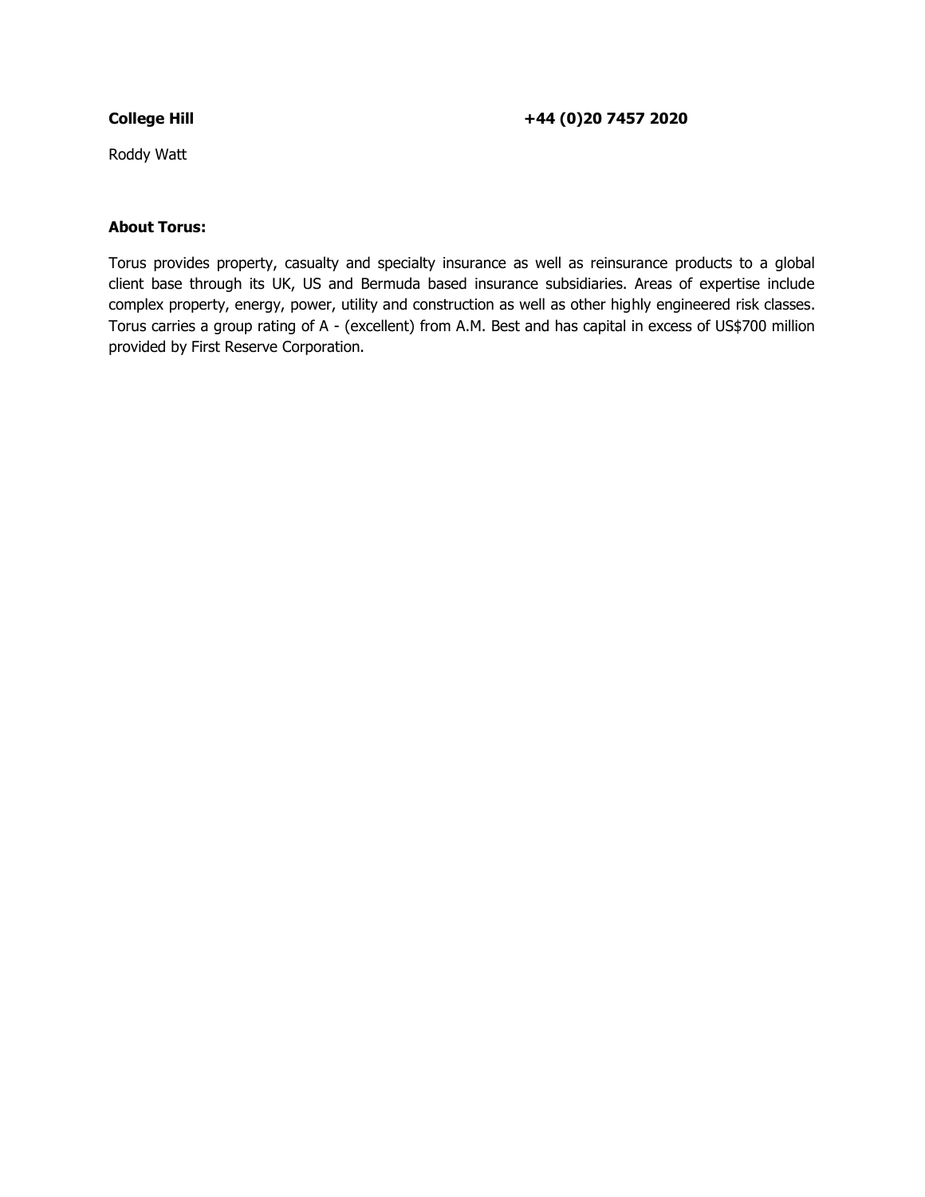**College Hill** **+44 (0)20 7457 2020**

Roddy Watt

**About Torus:**

Torus provides property, casualty and specialty insurance as well as reinsurance products to a global client base through its UK, US and Bermuda based insurance subsidiaries. Areas of expertise include complex property, energy, power, utility and construction as well as other highly engineered risk classes. Torus carries a group rating of A - (excellent) from A.M. Best and has capital in excess of US$700 million provided by First Reserve Corporation.